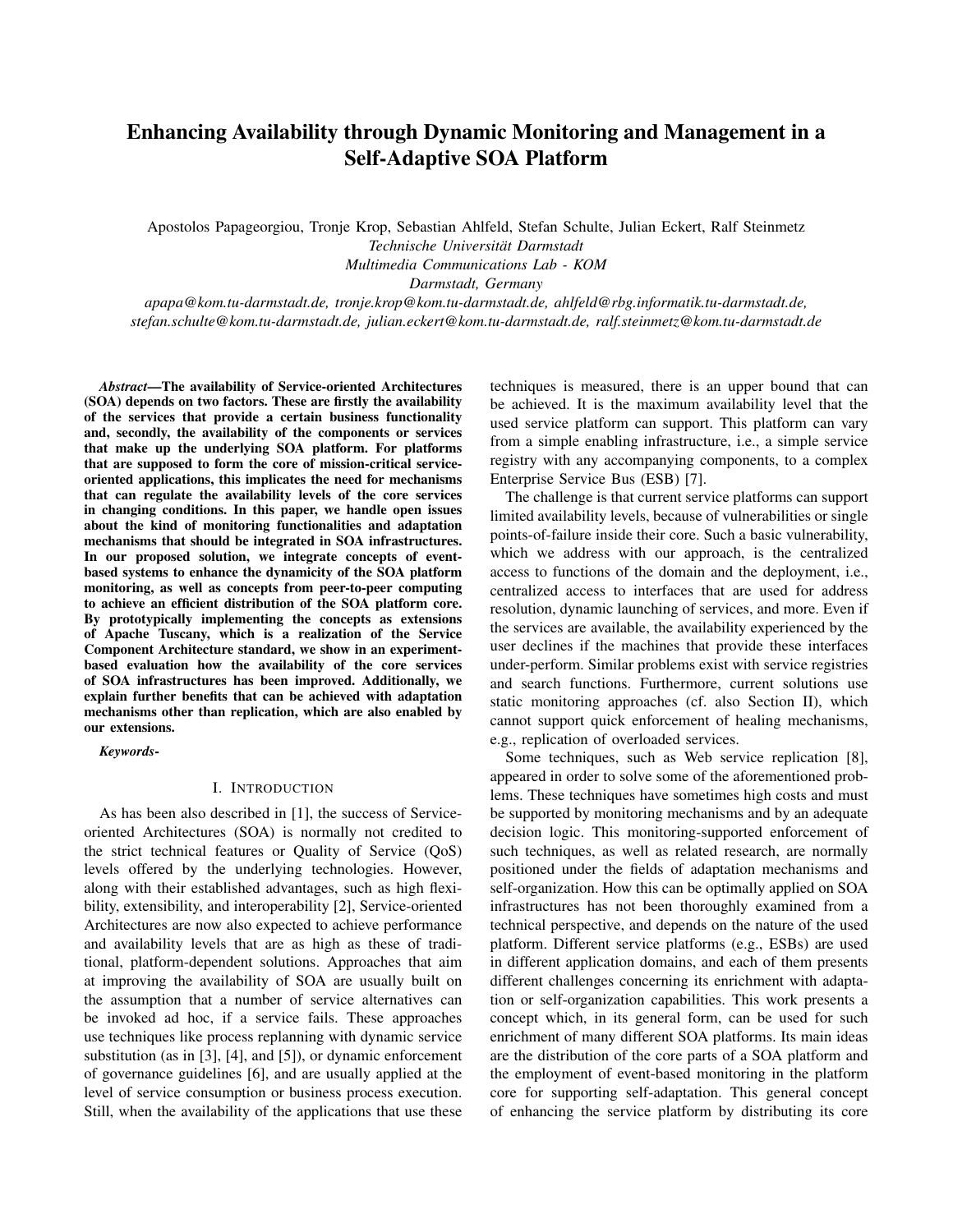# Enhancing Availability through Dynamic Monitoring and Management in a Self-Adaptive SOA Platform

Apostolos Papageorgiou, Tronje Krop, Sebastian Ahlfeld, Stefan Schulte, Julian Eckert, Ralf Steinmetz

*Technische Universität Darmstadt*
*Multimedia Communications Lab - KOM*
*Darmstadt, Germany*

*apapa@kom.tu-darmstadt.de, tronje.krop@kom.tu-darmstadt.de, ahlfeld@rbg.informatik.tu-darmstadt.de, stefan.schulte@kom.tu-darmstadt.de, julian.eckert@kom.tu-darmstadt.de, ralf.steinmetz@kom.tu-darmstadt.de*

***Abstract*—The availability of Service-oriented Architectures (SOA) depends on two factors. These are firstly the availability of the services that provide a certain business functionality and, secondly, the availability of the components or services that make up the underlying SOA platform. For platforms that are supposed to form the core of mission-critical service-oriented applications, this implicates the need for mechanisms that can regulate the availability levels of the core services in changing conditions. In this paper, we handle open issues about the kind of monitoring functionalities and adaptation mechanisms that should be integrated in SOA infrastructures. In our proposed solution, we integrate concepts of event-based systems to enhance the dynamicity of the SOA platform monitoring, as well as concepts from peer-to-peer computing to achieve an efficient distribution of the SOA platform core. By prototypically implementing the concepts as extensions of Apache Tuscany, which is a realization of the Service Component Architecture standard, we show in an experiment-based evaluation how the availability of the core services of SOA infrastructures has been improved. Additionally, we explain further benefits that can be achieved with adaptation mechanisms other than replication, which are also enabled by our extensions.**

***Keywords*-**

## I. Introduction

As has been also described in [1], the success of Service-oriented Architectures (SOA) is normally not credited to the strict technical features or Quality of Service (QoS) levels offered by the underlying technologies. However, along with their established advantages, such as high flexibility, extensibility, and interoperability [2], Service-oriented Architectures are now also expected to achieve performance and availability levels that are as high as these of traditional, platform-dependent solutions. Approaches that aim at improving the availability of SOA are usually built on the assumption that a number of service alternatives can be invoked ad hoc, if a service fails. These approaches use techniques like process replanning with dynamic service substitution (as in [3], [4], and [5]), or dynamic enforcement of governance guidelines [6], and are usually applied at the level of service consumption or business process execution. Still, when the availability of the applications that use these techniques is measured, there is an upper bound that can be achieved. It is the maximum availability level that the used service platform can support. This platform can vary from a simple enabling infrastructure, i.e., a simple service registry with any accompanying components, to a complex Enterprise Service Bus (ESB) [7].

The challenge is that current service platforms can support limited availability levels, because of vulnerabilities or single points-of-failure inside their core. Such a basic vulnerability, which we address with our approach, is the centralized access to functions of the domain and the deployment, i.e., centralized access to interfaces that are used for address resolution, dynamic launching of services, and more. Even if the services are available, the availability experienced by the user declines if the machines that provide these interfaces under-perform. Similar problems exist with service registries and search functions. Furthermore, current solutions use static monitoring approaches (cf. also Section II), which cannot support quick enforcement of healing mechanisms, e.g., replication of overloaded services.

Some techniques, such as Web service replication [8], appeared in order to solve some of the aforementioned problems. These techniques have sometimes high costs and must be supported by monitoring mechanisms and by an adequate decision logic. This monitoring-supported enforcement of such techniques, as well as related research, are normally positioned under the fields of adaptation mechanisms and self-organization. How this can be optimally applied on SOA infrastructures has not been thoroughly examined from a technical perspective, and depends on the nature of the used platform. Different service platforms (e.g., ESBs) are used in different application domains, and each of them presents different challenges concerning its enrichment with adaptation or self-organization capabilities. This work presents a concept which, in its general form, can be used for such enrichment of many different SOA platforms. Its main ideas are the distribution of the core parts of a SOA platform and the employment of event-based monitoring in the platform core for supporting self-adaptation. This general concept of enhancing the service platform by distributing its core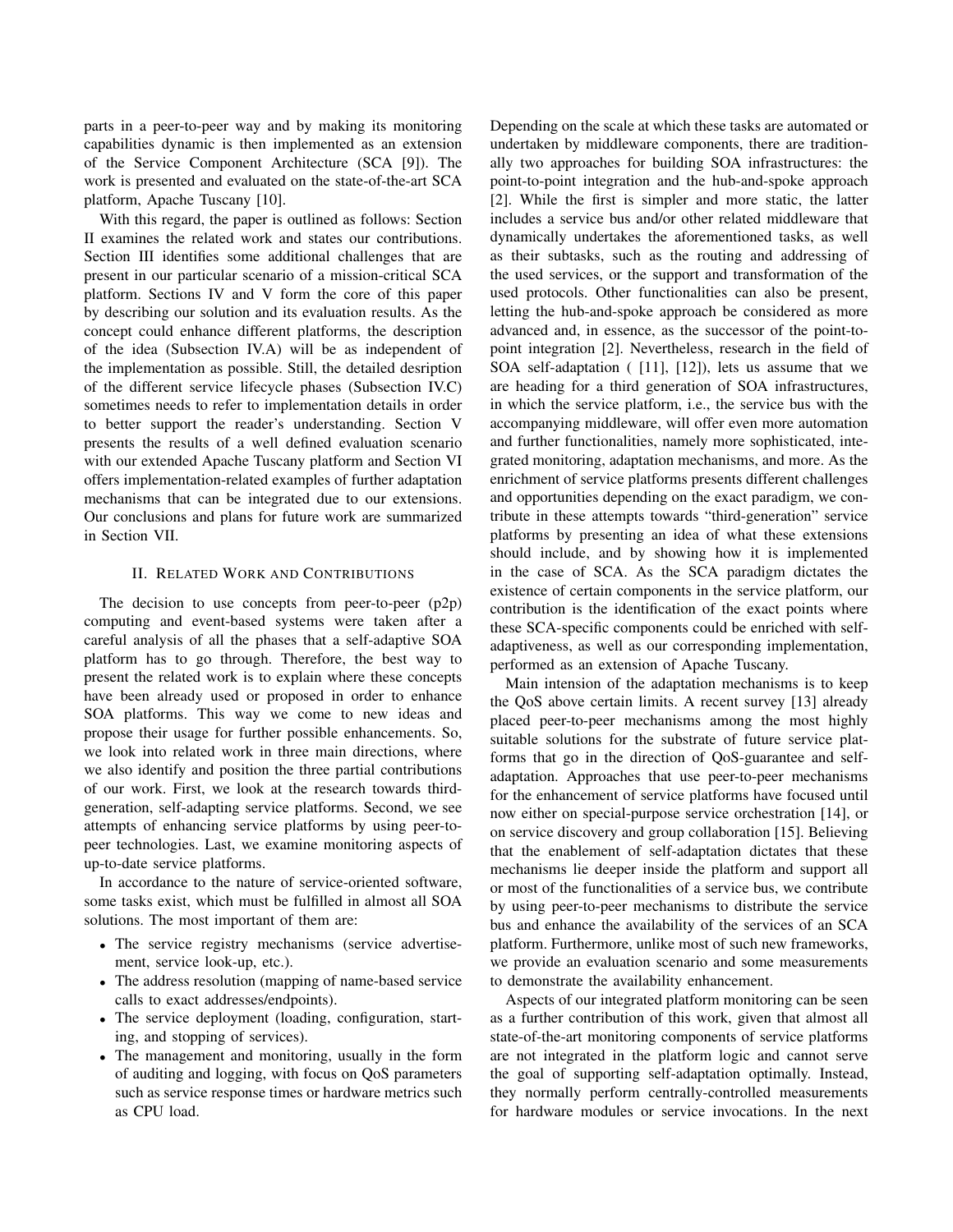parts in a peer-to-peer way and by making its monitoring capabilities dynamic is then implemented as an extension of the Service Component Architecture (SCA [9]). The work is presented and evaluated on the state-of-the-art SCA platform, Apache Tuscany [10].

With this regard, the paper is outlined as follows: Section II examines the related work and states our contributions. Section III identifies some additional challenges that are present in our particular scenario of a mission-critical SCA platform. Sections IV and V form the core of this paper by describing our solution and its evaluation results. As the concept could enhance different platforms, the description of the idea (Subsection IV.A) will be as independent of the implementation as possible. Still, the detailed desription of the different service lifecycle phases (Subsection IV.C) sometimes needs to refer to implementation details in order to better support the reader's understanding. Section V presents the results of a well defined evaluation scenario with our extended Apache Tuscany platform and Section VI offers implementation-related examples of further adaptation mechanisms that can be integrated due to our extensions. Our conclusions and plans for future work are summarized in Section VII.

## II. Related Work and Contributions

The decision to use concepts from peer-to-peer (p2p) computing and event-based systems were taken after a careful analysis of all the phases that a self-adaptive SOA platform has to go through. Therefore, the best way to present the related work is to explain where these concepts have been already used or proposed in order to enhance SOA platforms. This way we come to new ideas and propose their usage for further possible enhancements. So, we look into related work in three main directions, where we also identify and position the three partial contributions of our work. First, we look at the research towards third-generation, self-adapting service platforms. Second, we see attempts of enhancing service platforms by using peer-to-peer technologies. Last, we examine monitoring aspects of up-to-date service platforms.

In accordance to the nature of service-oriented software, some tasks exist, which must be fulfilled in almost all SOA solutions. The most important of them are:

- The service registry mechanisms (service advertisement, service look-up, etc.).
- The address resolution (mapping of name-based service calls to exact addresses/endpoints).
- The service deployment (loading, configuration, starting, and stopping of services).
- The management and monitoring, usually in the form of auditing and logging, with focus on QoS parameters such as service response times or hardware metrics such as CPU load.

Depending on the scale at which these tasks are automated or undertaken by middleware components, there are traditionally two approaches for building SOA infrastructures: the point-to-point integration and the hub-and-spoke approach [2]. While the first is simpler and more static, the latter includes a service bus and/or other related middleware that dynamically undertakes the aforementioned tasks, as well as their subtasks, such as the routing and addressing of the used services, or the support and transformation of the used protocols. Other functionalities can also be present, letting the hub-and-spoke approach be considered as more advanced and, in essence, as the successor of the point-to-point integration [2]. Nevertheless, research in the field of SOA self-adaptation ( [11], [12]), lets us assume that we are heading for a third generation of SOA infrastructures, in which the service platform, i.e., the service bus with the accompanying middleware, will offer even more automation and further functionalities, namely more sophisticated, integrated monitoring, adaptation mechanisms, and more. As the enrichment of service platforms presents different challenges and opportunities depending on the exact paradigm, we contribute in these attempts towards "third-generation" service platforms by presenting an idea of what these extensions should include, and by showing how it is implemented in the case of SCA. As the SCA paradigm dictates the existence of certain components in the service platform, our contribution is the identification of the exact points where these SCA-specific components could be enriched with self-adaptiveness, as well as our corresponding implementation, performed as an extension of Apache Tuscany.

Main intension of the adaptation mechanisms is to keep the QoS above certain limits. A recent survey [13] already placed peer-to-peer mechanisms among the most highly suitable solutions for the substrate of future service platforms that go in the direction of QoS-guarantee and self-adaptation. Approaches that use peer-to-peer mechanisms for the enhancement of service platforms have focused until now either on special-purpose service orchestration [14], or on service discovery and group collaboration [15]. Believing that the enablement of self-adaptation dictates that these mechanisms lie deeper inside the platform and support all or most of the functionalities of a service bus, we contribute by using peer-to-peer mechanisms to distribute the service bus and enhance the availability of the services of an SCA platform. Furthermore, unlike most of such new frameworks, we provide an evaluation scenario and some measurements to demonstrate the availability enhancement.

Aspects of our integrated platform monitoring can be seen as a further contribution of this work, given that almost all state-of-the-art monitoring components of service platforms are not integrated in the platform logic and cannot serve the goal of supporting self-adaptation optimally. Instead, they normally perform centrally-controlled measurements for hardware modules or service invocations. In the next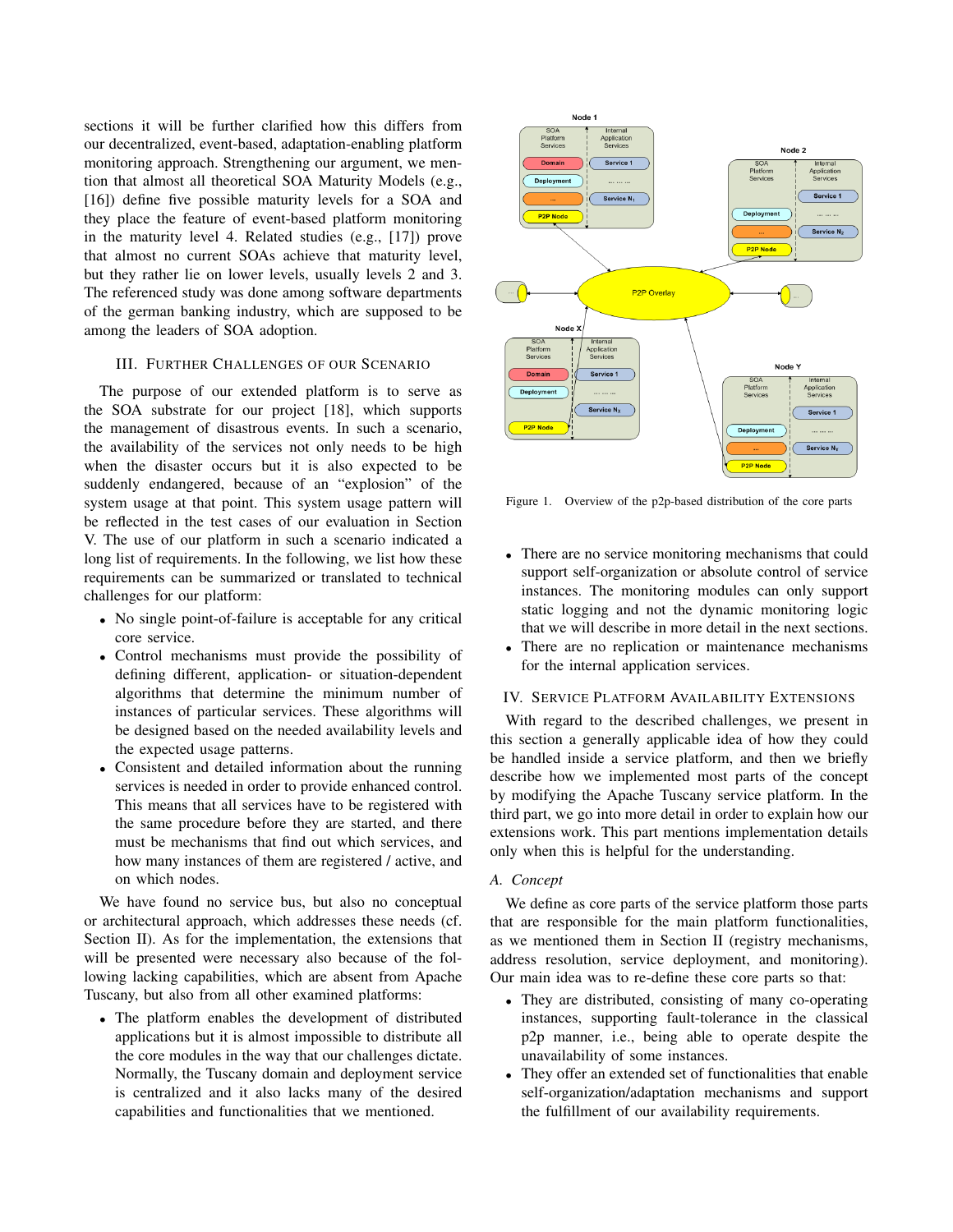sections it will be further clarified how this differs from our decentralized, event-based, adaptation-enabling platform monitoring approach. Strengthening our argument, we mention that almost all theoretical SOA Maturity Models (e.g., [16]) define five possible maturity levels for a SOA and they place the feature of event-based platform monitoring in the maturity level 4. Related studies (e.g., [17]) prove that almost no current SOAs achieve that maturity level, but they rather lie on lower levels, usually levels 2 and 3. The referenced study was done among software departments of the german banking industry, which are supposed to be among the leaders of SOA adoption.

## III. Further Challenges of our Scenario

The purpose of our extended platform is to serve as the SOA substrate for our project [18], which supports the management of disastrous events. In such a scenario, the availability of the services not only needs to be high when the disaster occurs but it is also expected to be suddenly endangered, because of an "explosion" of the system usage at that point. This system usage pattern will be reflected in the test cases of our evaluation in Section V. The use of our platform in such a scenario indicated a long list of requirements. In the following, we list how these requirements can be summarized or translated to technical challenges for our platform:

- No single point-of-failure is acceptable for any critical core service.
- Control mechanisms must provide the possibility of defining different, application- or situation-dependent algorithms that determine the minimum number of instances of particular services. These algorithms will be designed based on the needed availability levels and the expected usage patterns.
- Consistent and detailed information about the running services is needed in order to provide enhanced control. This means that all services have to be registered with the same procedure before they are started, and there must be mechanisms that find out which services, and how many instances of them are registered / active, and on which nodes.

We have found no service bus, but also no conceptual or architectural approach, which addresses these needs (cf. Section II). As for the implementation, the extensions that will be presented were necessary also because of the following lacking capabilities, which are absent from Apache Tuscany, but also from all other examined platforms:

- The platform enables the development of distributed applications but it is almost impossible to distribute all the core modules in the way that our challenges dictate. Normally, the Tuscany domain and deployment service is centralized and it also lacks many of the desired capabilities and functionalities that we mentioned.

Figure 1. Overview of the p2p-based distribution of the core parts

- There are no service monitoring mechanisms that could support self-organization or absolute control of service instances. The monitoring modules can only support static logging and not the dynamic monitoring logic that we will describe in more detail in the next sections.
- There are no replication or maintenance mechanisms for the internal application services.

## IV. Service Platform Availability Extensions

With regard to the described challenges, we present in this section a generally applicable idea of how they could be handled inside a service platform, and then we briefly describe how we implemented most parts of the concept by modifying the Apache Tuscany service platform. In the third part, we go into more detail in order to explain how our extensions work. This part mentions implementation details only when this is helpful for the understanding.

### A. Concept

We define as core parts of the service platform those parts that are responsible for the main platform functionalities, as we mentioned them in Section II (registry mechanisms, address resolution, service deployment, and monitoring). Our main idea was to re-define these core parts so that:

- They are distributed, consisting of many co-operating instances, supporting fault-tolerance in the classical p2p manner, i.e., being able to operate despite the unavailability of some instances.
- They offer an extended set of functionalities that enable self-organization/adaptation mechanisms and support the fulfillment of our availability requirements.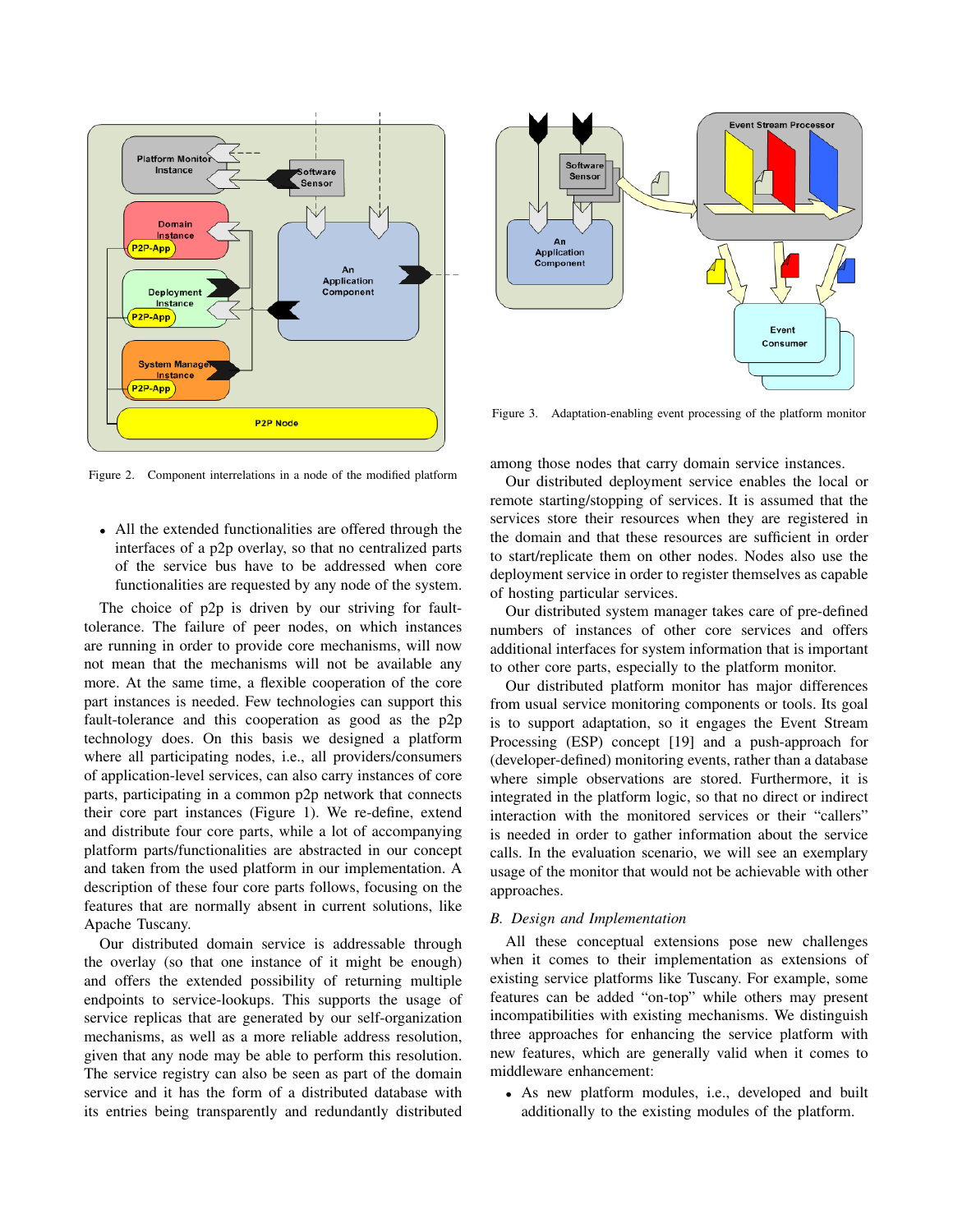Figure 2. Component interrelations in a node of the modified platform

Figure 3. Adaptation-enabling event processing of the platform monitor

- All the extended functionalities are offered through the interfaces of a p2p overlay, so that no centralized parts of the service bus have to be addressed when core functionalities are requested by any node of the system.

The choice of p2p is driven by our striving for fault-tolerance. The failure of peer nodes, on which instances are running in order to provide core mechanisms, will now not mean that the mechanisms will not be available any more. At the same time, a flexible cooperation of the core part instances is needed. Few technologies can support this fault-tolerance and this cooperation as good as the p2p technology does. On this basis we designed a platform where all participating nodes, i.e., all providers/consumers of application-level services, can also carry instances of core parts, participating in a common p2p network that connects their core part instances (Figure 1). We re-define, extend and distribute four core parts, while a lot of accompanying platform parts/functionalities are abstracted in our concept and taken from the used platform in our implementation. A description of these four core parts follows, focusing on the features that are normally absent in current solutions, like Apache Tuscany.

Our distributed domain service is addressable through the overlay (so that one instance of it might be enough) and offers the extended possibility of returning multiple endpoints to service-lookups. This supports the usage of service replicas that are generated by our self-organization mechanisms, as well as a more reliable address resolution, given that any node may be able to perform this resolution. The service registry can also be seen as part of the domain service and it has the form of a distributed database with its entries being transparently and redundantly distributed among those nodes that carry domain service instances.

Our distributed deployment service enables the local or remote starting/stopping of services. It is assumed that the services store their resources when they are registered in the domain and that these resources are sufficient in order to start/replicate them on other nodes. Nodes also use the deployment service in order to register themselves as capable of hosting particular services.

Our distributed system manager takes care of pre-defined numbers of instances of other core services and offers additional interfaces for system information that is important to other core parts, especially to the platform monitor.

Our distributed platform monitor has major differences from usual service monitoring components or tools. Its goal is to support adaptation, so it engages the Event Stream Processing (ESP) concept [19] and a push-approach for (developer-defined) monitoring events, rather than a database where simple observations are stored. Furthermore, it is integrated in the platform logic, so that no direct or indirect interaction with the monitored services or their "callers" is needed in order to gather information about the service calls. In the evaluation scenario, we will see an exemplary usage of the monitor that would not be achievable with other approaches.

### B. Design and Implementation

All these conceptual extensions pose new challenges when it comes to their implementation as extensions of existing service platforms like Tuscany. For example, some features can be added "on-top" while others may present incompatibilities with existing mechanisms. We distinguish three approaches for enhancing the service platform with new features, which are generally valid when it comes to middleware enhancement:

- As new platform modules, i.e., developed and built additionally to the existing modules of the platform.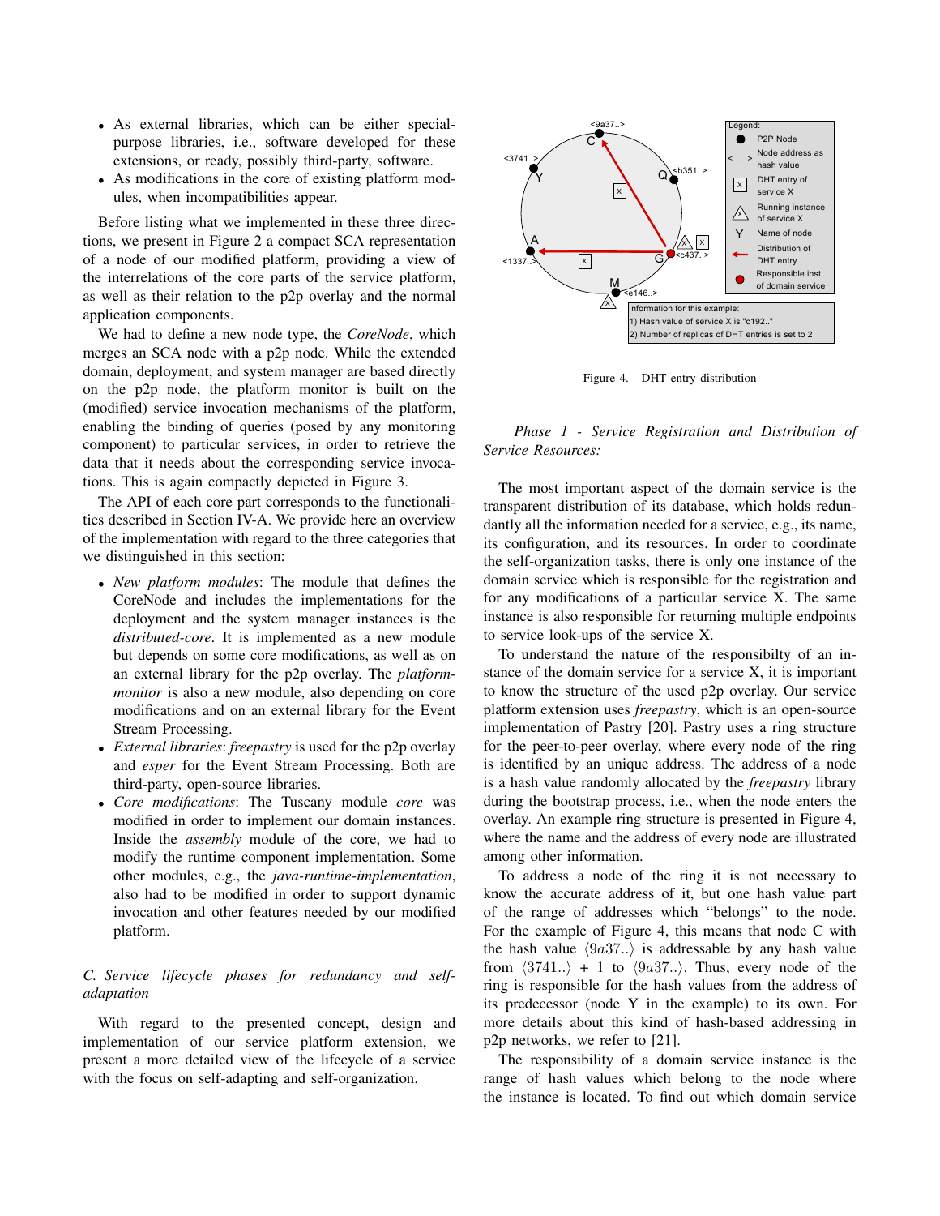- As external libraries, which can be either special-purpose libraries, i.e., software developed for these extensions, or ready, possibly third-party, software.
- As modifications in the core of existing platform modules, when incompatibilities appear.

Before listing what we implemented in these three directions, we present in Figure 2 a compact SCA representation of a node of our modified platform, providing a view of the interrelations of the core parts of the service platform, as well as their relation to the p2p overlay and the normal application components.

We had to define a new node type, the *CoreNode*, which merges an SCA node with a p2p node. While the extended domain, deployment, and system manager are based directly on the p2p node, the platform monitor is built on the (modified) service invocation mechanisms of the platform, enabling the binding of queries (posed by any monitoring component) to particular services, in order to retrieve the data that it needs about the corresponding service invocations. This is again compactly depicted in Figure 3.

The API of each core part corresponds to the functionalities described in Section IV-A. We provide here an overview of the implementation with regard to the three categories that we distinguished in this section:

- *New platform modules*: The module that defines the CoreNode and includes the implementations for the deployment and the system manager instances is the *distributed-core*. It is implemented as a new module but depends on some core modifications, as well as on an external library for the p2p overlay. The *platform-monitor* is also a new module, also depending on core modifications and on an external library for the Event Stream Processing.
- *External libraries*: *freepastry* is used for the p2p overlay and *esper* for the Event Stream Processing. Both are third-party, open-source libraries.
- *Core modifications*: The Tuscany module *core* was modified in order to implement our domain instances. Inside the *assembly* module of the core, we had to modify the runtime component implementation. Some other modules, e.g., the *java-runtime-implementation*, also had to be modified in order to support dynamic invocation and other features needed by our modified platform.

### C. Service lifecycle phases for redundancy and self-adaptation

With regard to the presented concept, design and implementation of our service platform extension, we present a more detailed view of the lifecycle of a service with the focus on self-adapting and self-organization.

Figure 4. DHT entry distribution

*Phase 1 - Service Registration and Distribution of Service Resources:*

The most important aspect of the domain service is the transparent distribution of its database, which holds redundantly all the information needed for a service, e.g., its name, its configuration, and its resources. In order to coordinate the self-organization tasks, there is only one instance of the domain service which is responsible for the registration and for any modifications of a particular service X. The same instance is also responsible for returning multiple endpoints to service look-ups of the service X.

To understand the nature of the responsibilty of an instance of the domain service for a service X, it is important to know the structure of the used p2p overlay. Our service platform extension uses *freepastry*, which is an open-source implementation of Pastry [20]. Pastry uses a ring structure for the peer-to-peer overlay, where every node of the ring is identified by an unique address. The address of a node is a hash value randomly allocated by the *freepastry* library during the bootstrap process, i.e., when the node enters the overlay. An example ring structure is presented in Figure 4, where the name and the address of every node are illustrated among other information.

To address a node of the ring it is not necessary to know the accurate address of it, but one hash value part of the range of addresses which "belongs" to the node. For the example of Figure 4, this means that node C with the hash value $\langle 9a37..\rangle$ is addressable by any hash value from $\langle 3741..\rangle$ + 1 to $\langle 9a37..\rangle$. Thus, every node of the ring is responsible for the hash values from the address of its predecessor (node Y in the example) to its own. For more details about this kind of hash-based addressing in p2p networks, we refer to [21].

The responsibility of a domain service instance is the range of hash values which belong to the node where the instance is located. To find out which domain service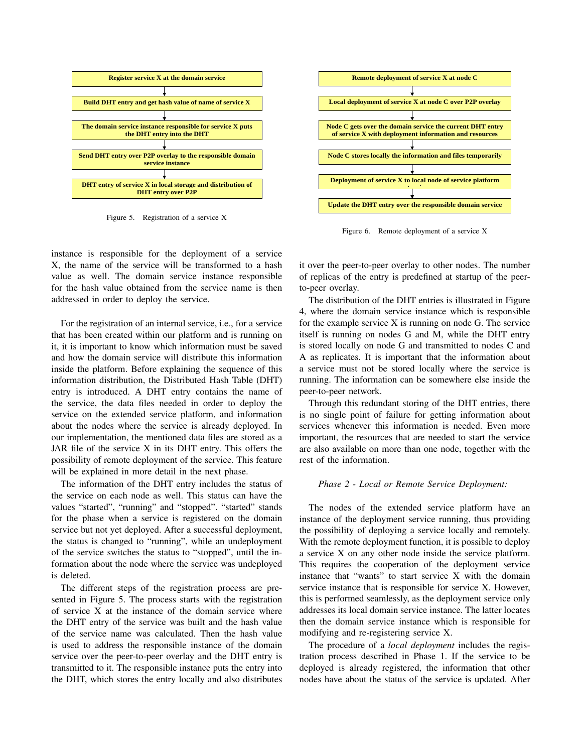Register service X at the domain service

↓

Build DHT entry and get hash value of name of service X

↓

The domain service instance responsible for service X puts the DHT entry into the DHT

↓

Send DHT entry over P2P overlay to the responsible domain service instance

↓

DHT entry of service X in local storage and distribution of DHT entry over P2P

Figure 5. Registration of a service X

Remote deployment of service X at node C

↓

Local deployment of service X at node C over P2P overlay

↓

Node C gets over the domain service the current DHT entry of service X with deployment information and resources

↓

Node C stores locally the information and files temporarily

↓

Deployment of service X to local node of service platform

↓

Update the DHT entry over the responsible domain service

Figure 6. Remote deployment of a service X

instance is responsible for the deployment of a service X, the name of the service will be transformed to a hash value as well. The domain service instance responsible for the hash value obtained from the service name is then addressed in order to deploy the service.

For the registration of an internal service, i.e., for a service that has been created within our platform and is running on it, it is important to know which information must be saved and how the domain service will distribute this information inside the platform. Before explaining the sequence of this information distribution, the Distributed Hash Table (DHT) entry is introduced. A DHT entry contains the name of the service, the data files needed in order to deploy the service on the extended service platform, and information about the nodes where the service is already deployed. In our implementation, the mentioned data files are stored as a JAR file of the service X in its DHT entry. This offers the possibility of remote deployment of the service. This feature will be explained in more detail in the next phase.

The information of the DHT entry includes the status of the service on each node as well. This status can have the values "started", "running" and "stopped". "started" stands for the phase when a service is registered on the domain service but not yet deployed. After a successful deployment, the status is changed to "running", while an undeployment of the service switches the status to "stopped", until the information about the node where the service was undeployed is deleted.

The different steps of the registration process are presented in Figure 5. The process starts with the registration of service X at the instance of the domain service where the DHT entry of the service was built and the hash value of the service name was calculated. Then the hash value is used to address the responsible instance of the domain service over the peer-to-peer overlay and the DHT entry is transmitted to it. The responsible instance puts the entry into the DHT, which stores the entry locally and also distributes it over the peer-to-peer overlay to other nodes. The number of replicas of the entry is predefined at startup of the peer-to-peer overlay.

The distribution of the DHT entries is illustrated in Figure 4, where the domain service instance which is responsible for the example service X is running on node G. The service itself is running on nodes G and M, while the DHT entry is stored locally on node G and transmitted to nodes C and A as replicates. It is important that the information about a service must not be stored locally where the service is running. The information can be somewhere else inside the peer-to-peer network.

Through this redundant storing of the DHT entries, there is no single point of failure for getting information about services whenever this information is needed. Even more important, the resources that are needed to start the service are also available on more than one node, together with the rest of the information.

*Phase 2 - Local or Remote Service Deployment:*

The nodes of the extended service platform have an instance of the deployment service running, thus providing the possibility of deploying a service locally and remotely. With the remote deployment function, it is possible to deploy a service X on any other node inside the service platform. This requires the cooperation of the deployment service instance that "wants" to start service X with the domain service instance that is responsible for service X. However, this is performed seamlessly, as the deployment service only addresses its local domain service instance. The latter locates then the domain service instance which is responsible for modifying and re-registering service X.

The procedure of a *local deployment* includes the registration process described in Phase 1. If the service to be deployed is already registered, the information that other nodes have about the status of the service is updated. After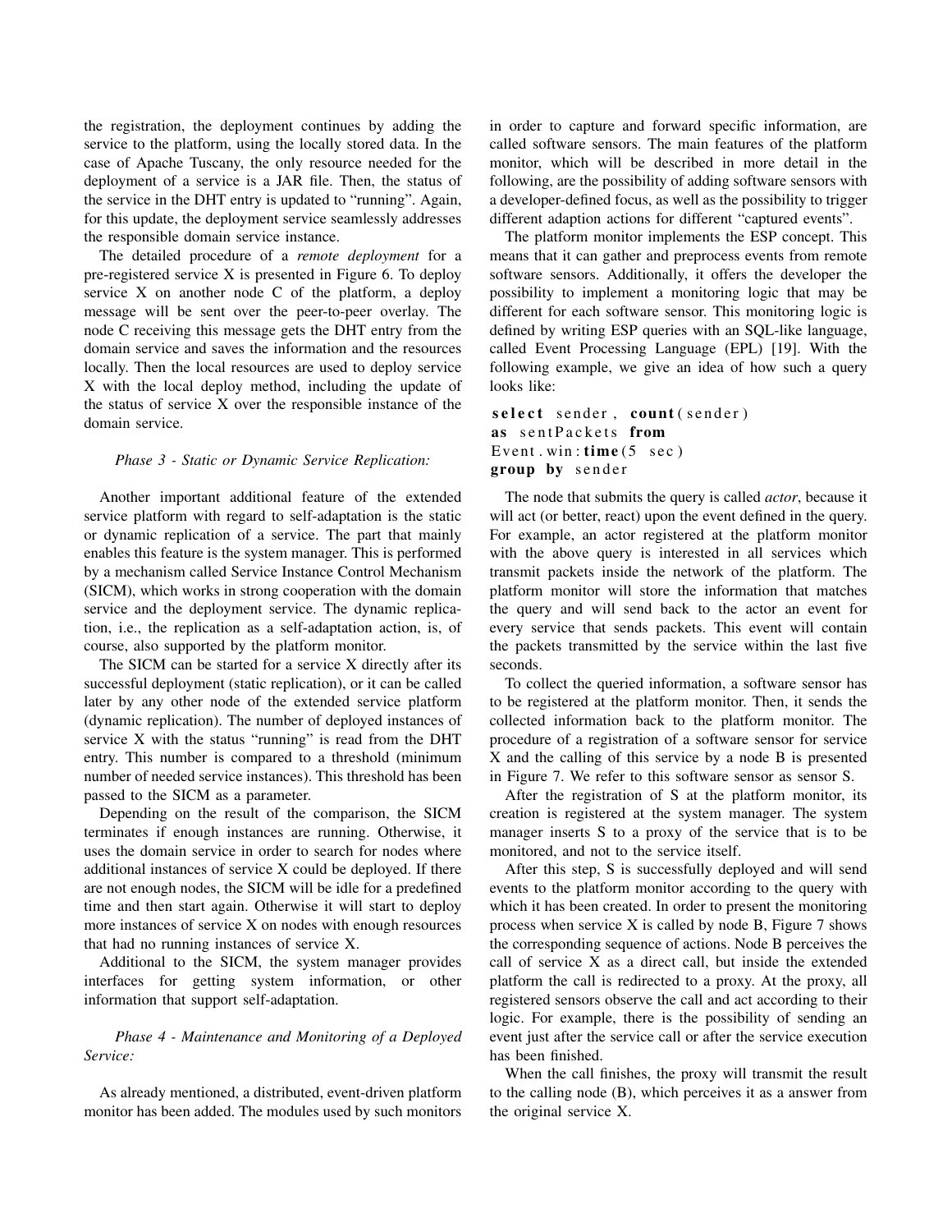the registration, the deployment continues by adding the service to the platform, using the locally stored data. In the case of Apache Tuscany, the only resource needed for the deployment of a service is a JAR file. Then, the status of the service in the DHT entry is updated to "running". Again, for this update, the deployment service seamlessly addresses the responsible domain service instance.

The detailed procedure of a *remote deployment* for a pre-registered service X is presented in Figure 6. To deploy service X on another node C of the platform, a deploy message will be sent over the peer-to-peer overlay. The node C receiving this message gets the DHT entry from the domain service and saves the information and the resources locally. Then the local resources are used to deploy service X with the local deploy method, including the update of the status of service X over the responsible instance of the domain service.

*Phase 3 - Static or Dynamic Service Replication:*

Another important additional feature of the extended service platform with regard to self-adaptation is the static or dynamic replication of a service. The part that mainly enables this feature is the system manager. This is performed by a mechanism called Service Instance Control Mechanism (SICM), which works in strong cooperation with the domain service and the deployment service. The dynamic replication, i.e., the replication as a self-adaptation action, is, of course, also supported by the platform monitor.

The SICM can be started for a service X directly after its successful deployment (static replication), or it can be called later by any other node of the extended service platform (dynamic replication). The number of deployed instances of service X with the status "running" is read from the DHT entry. This number is compared to a threshold (minimum number of needed service instances). This threshold has been passed to the SICM as a parameter.

Depending on the result of the comparison, the SICM terminates if enough instances are running. Otherwise, it uses the domain service in order to search for nodes where additional instances of service X could be deployed. If there are not enough nodes, the SICM will be idle for a predefined time and then start again. Otherwise it will start to deploy more instances of service X on nodes with enough resources that had no running instances of service X.

Additional to the SICM, the system manager provides interfaces for getting system information, or other information that support self-adaptation.

*Phase 4 - Maintenance and Monitoring of a Deployed Service:*

As already mentioned, a distributed, event-driven platform monitor has been added. The modules used by such monitors in order to capture and forward specific information, are called software sensors. The main features of the platform monitor, which will be described in more detail in the following, are the possibility of adding software sensors with a developer-defined focus, as well as the possibility to trigger different adaption actions for different "captured events".

The platform monitor implements the ESP concept. This means that it can gather and preprocess events from remote software sensors. Additionally, it offers the developer the possibility to implement a monitoring logic that may be different for each software sensor. This monitoring logic is defined by writing ESP queries with an SQL-like language, called Event Processing Language (EPL) [19]. With the following example, we give an idea of how such a query looks like:

```
select sender, count(sender)
as sentPackets from
Event.win:time(5 sec)
group by sender
```

The node that submits the query is called *actor*, because it will act (or better, react) upon the event defined in the query. For example, an actor registered at the platform monitor with the above query is interested in all services which transmit packets inside the network of the platform. The platform monitor will store the information that matches the query and will send back to the actor an event for every service that sends packets. This event will contain the packets transmitted by the service within the last five seconds.

To collect the queried information, a software sensor has to be registered at the platform monitor. Then, it sends the collected information back to the platform monitor. The procedure of a registration of a software sensor for service X and the calling of this service by a node B is presented in Figure 7. We refer to this software sensor as sensor S.

After the registration of S at the platform monitor, its creation is registered at the system manager. The system manager inserts S to a proxy of the service that is to be monitored, and not to the service itself.

After this step, S is successfully deployed and will send events to the platform monitor according to the query with which it has been created. In order to present the monitoring process when service X is called by node B, Figure 7 shows the corresponding sequence of actions. Node B perceives the call of service X as a direct call, but inside the extended platform the call is redirected to a proxy. At the proxy, all registered sensors observe the call and act according to their logic. For example, there is the possibility of sending an event just after the service call or after the service execution has been finished.

When the call finishes, the proxy will transmit the result to the calling node (B), which perceives it as a answer from the original service X.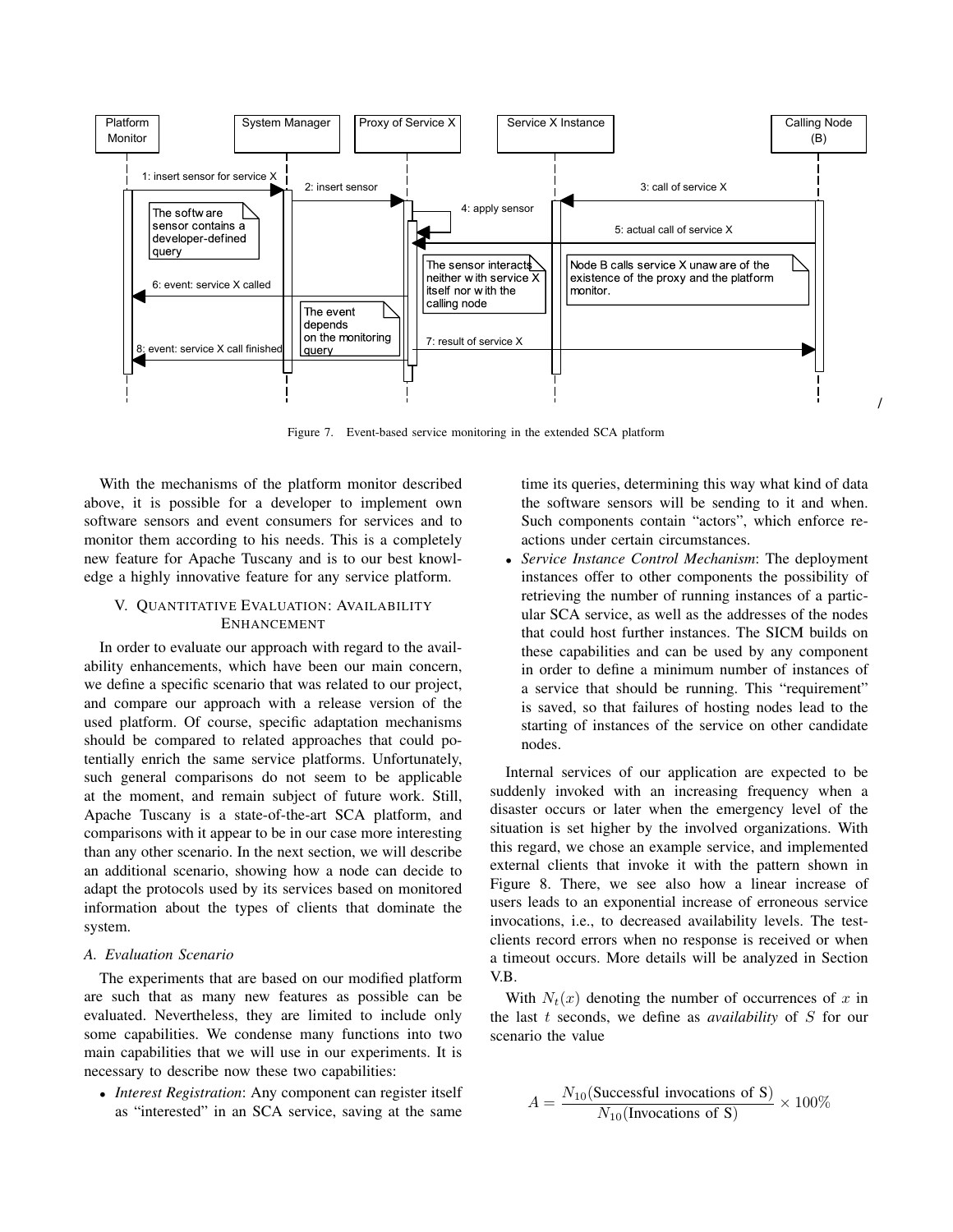Figure 7. Event-based service monitoring in the extended SCA platform

With the mechanisms of the platform monitor described above, it is possible for a developer to implement own software sensors and event consumers for services and to monitor them according to his needs. This is a completely new feature for Apache Tuscany and is to our best knowledge a highly innovative feature for any service platform.

## V. Quantitative Evaluation: Availability Enhancement

In order to evaluate our approach with regard to the availability enhancements, which have been our main concern, we define a specific scenario that was related to our project, and compare our approach with a release version of the used platform. Of course, specific adaptation mechanisms should be compared to related approaches that could potentially enrich the same service platforms. Unfortunately, such general comparisons do not seem to be applicable at the moment, and remain subject of future work. Still, Apache Tuscany is a state-of-the-art SCA platform, and comparisons with it appear to be in our case more interesting than any other scenario. In the next section, we will describe an additional scenario, showing how a node can decide to adapt the protocols used by its services based on monitored information about the types of clients that dominate the system.

### A. Evaluation Scenario

The experiments that are based on our modified platform are such that as many new features as possible can be evaluated. Nevertheless, they are limited to include only some capabilities. We condense many functions into two main capabilities that we will use in our experiments. It is necessary to describe now these two capabilities:

- *Interest Registration*: Any component can register itself as "interested" in an SCA service, saving at the same time its queries, determining this way what kind of data the software sensors will be sending to it and when. Such components contain "actors", which enforce reactions under certain circumstances.
- *Service Instance Control Mechanism*: The deployment instances offer to other components the possibility of retrieving the number of running instances of a particular SCA service, as well as the addresses of the nodes that could host further instances. The SICM builds on these capabilities and can be used by any component in order to define a minimum number of instances of a service that should be running. This "requirement" is saved, so that failures of hosting nodes lead to the starting of instances of the service on other candidate nodes.

Internal services of our application are expected to be suddenly invoked with an increasing frequency when a disaster occurs or later when the emergency level of the situation is set higher by the involved organizations. With this regard, we chose an example service, and implemented external clients that invoke it with the pattern shown in Figure 8. There, we see also how a linear increase of users leads to an exponential increase of erroneous service invocations, i.e., to decreased availability levels. The test-clients record errors when no response is received or when a timeout occurs. More details will be analyzed in Section V.B.

With $N_t(x)$ denoting the number of occurrences of $x$ in the last $t$ seconds, we define as *availability* of $S$ for our scenario the value

$$A = \frac{N_{10}(\text{Successful invocations of S})}{N_{10}(\text{Invocations of S})} \times 100\%$$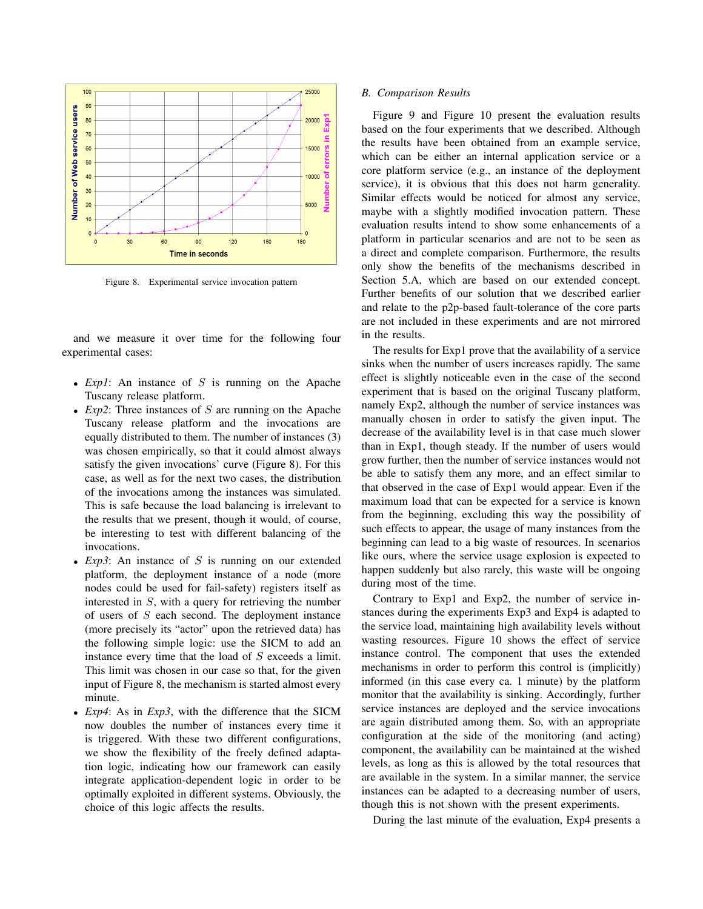Figure 8. Experimental service invocation pattern

and we measure it over time for the following four experimental cases:

- *Exp1*: An instance of $S$ is running on the Apache Tuscany release platform.
- *Exp2*: Three instances of $S$ are running on the Apache Tuscany release platform and the invocations are equally distributed to them. The number of instances (3) was chosen empirically, so that it could almost always satisfy the given invocations' curve (Figure 8). For this case, as well as for the next two cases, the distribution of the invocations among the instances was simulated. This is safe because the load balancing is irrelevant to the results that we present, though it would, of course, be interesting to test with different balancing of the invocations.
- *Exp3*: An instance of $S$ is running on our extended platform, the deployment instance of a node (more nodes could be used for fail-safety) registers itself as interested in $S$, with a query for retrieving the number of users of $S$ each second. The deployment instance (more precisely its "actor" upon the retrieved data) has the following simple logic: use the SICM to add an instance every time that the load of $S$ exceeds a limit. This limit was chosen in our case so that, for the given input of Figure 8, the mechanism is started almost every minute.
- *Exp4*: As in *Exp3*, with the difference that the SICM now doubles the number of instances every time it is triggered. With these two different configurations, we show the flexibility of the freely defined adaptation logic, indicating how our framework can easily integrate application-dependent logic in order to be optimally exploited in different systems. Obviously, the choice of this logic affects the results.

### B. Comparison Results

Figure 9 and Figure 10 present the evaluation results based on the four experiments that we described. Although the results have been obtained from an example service, which can be either an internal application service or a core platform service (e.g., an instance of the deployment service), it is obvious that this does not harm generality. Similar effects would be noticed for almost any service, maybe with a slightly modified invocation pattern. These evaluation results intend to show some enhancements of a platform in particular scenarios and are not to be seen as a direct and complete comparison. Furthermore, the results only show the benefits of the mechanisms described in Section 5.A, which are based on our extended concept. Further benefits of our solution that we described earlier and relate to the p2p-based fault-tolerance of the core parts are not included in these experiments and are not mirrored in the results.

The results for Exp1 prove that the availability of a service sinks when the number of users increases rapidly. The same effect is slightly noticeable even in the case of the second experiment that is based on the original Tuscany platform, namely Exp2, although the number of service instances was manually chosen in order to satisfy the given input. The decrease of the availability level is in that case much slower than in Exp1, though steady. If the number of users would grow further, then the number of service instances would not be able to satisfy them any more, and an effect similar to that observed in the case of Exp1 would appear. Even if the maximum load that can be expected for a service is known from the beginning, excluding this way the possibility of such effects to appear, the usage of many instances from the beginning can lead to a big waste of resources. In scenarios like ours, where the service usage explosion is expected to happen suddenly but also rarely, this waste will be ongoing during most of the time.

Contrary to Exp1 and Exp2, the number of service instances during the experiments Exp3 and Exp4 is adapted to the service load, maintaining high availability levels without wasting resources. Figure 10 shows the effect of service instance control. The component that uses the extended mechanisms in order to perform this control is (implicitly) informed (in this case every ca. 1 minute) by the platform monitor that the availability is sinking. Accordingly, further service instances are deployed and the service invocations are again distributed among them. So, with an appropriate configuration at the side of the monitoring (and acting) component, the availability can be maintained at the wished levels, as long as this is allowed by the total resources that are available in the system. In a similar manner, the service instances can be adapted to a decreasing number of users, though this is not shown with the present experiments.

During the last minute of the evaluation, Exp4 presents a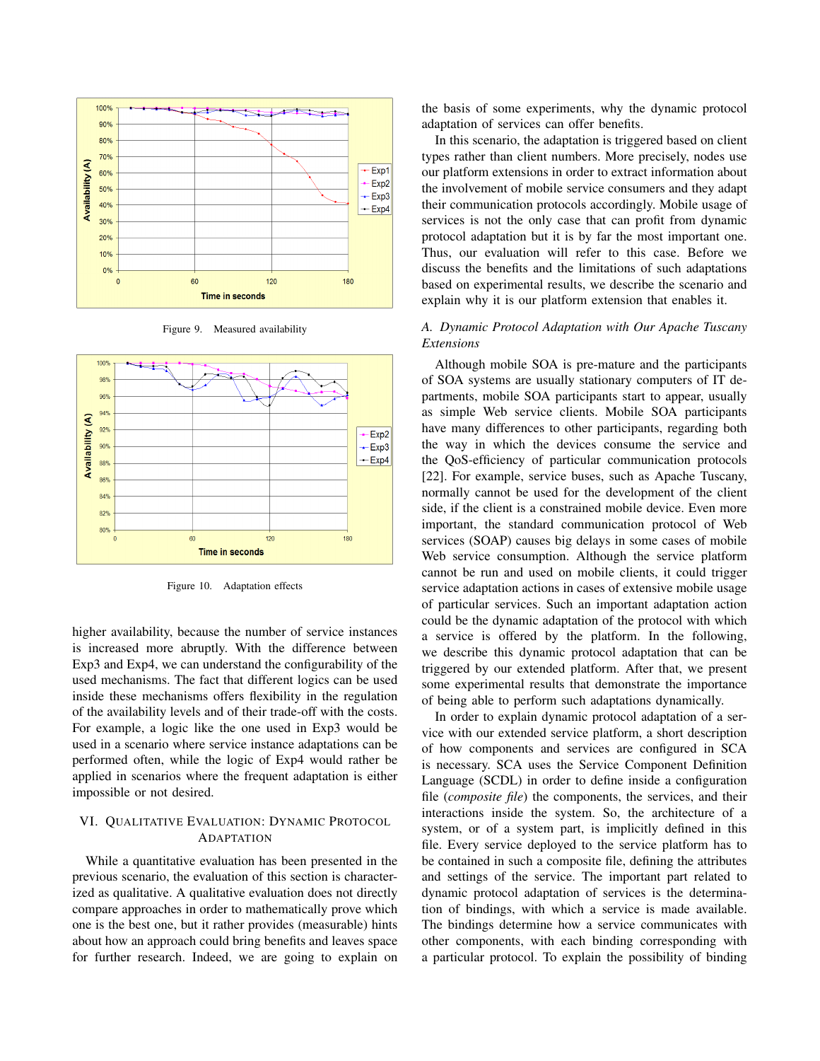Figure 9. Measured availability

Figure 10. Adaptation effects

higher availability, because the number of service instances is increased more abruptly. With the difference between Exp3 and Exp4, we can understand the configurability of the used mechanisms. The fact that different logics can be used inside these mechanisms offers flexibility in the regulation of the availability levels and of their trade-off with the costs. For example, a logic like the one used in Exp3 would be used in a scenario where service instance adaptations can be performed often, while the logic of Exp4 would rather be applied in scenarios where the frequent adaptation is either impossible or not desired.

## VI. Qualitative Evaluation: Dynamic Protocol Adaptation

While a quantitative evaluation has been presented in the previous scenario, the evaluation of this section is characterized as qualitative. A qualitative evaluation does not directly compare approaches in order to mathematically prove which one is the best one, but it rather provides (measurable) hints about how an approach could bring benefits and leaves space for further research. Indeed, we are going to explain on the basis of some experiments, why the dynamic protocol adaptation of services can offer benefits.

In this scenario, the adaptation is triggered based on client types rather than client numbers. More precisely, nodes use our platform extensions in order to extract information about the involvement of mobile service consumers and they adapt their communication protocols accordingly. Mobile usage of services is not the only case that can profit from dynamic protocol adaptation but it is by far the most important one. Thus, our evaluation will refer to this case. Before we discuss the benefits and the limitations of such adaptations based on experimental results, we describe the scenario and explain why it is our platform extension that enables it.

### A. Dynamic Protocol Adaptation with Our Apache Tuscany Extensions

Although mobile SOA is pre-mature and the participants of SOA systems are usually stationary computers of IT departments, mobile SOA participants start to appear, usually as simple Web service clients. Mobile SOA participants have many differences to other participants, regarding both the way in which the devices consume the service and the QoS-efficiency of particular communication protocols [22]. For example, service buses, such as Apache Tuscany, normally cannot be used for the development of the client side, if the client is a constrained mobile device. Even more important, the standard communication protocol of Web services (SOAP) causes big delays in some cases of mobile Web service consumption. Although the service platform cannot be run and used on mobile clients, it could trigger service adaptation actions in cases of extensive mobile usage of particular services. Such an important adaptation action could be the dynamic adaptation of the protocol with which a service is offered by the platform. In the following, we describe this dynamic protocol adaptation that can be triggered by our extended platform. After that, we present some experimental results that demonstrate the importance of being able to perform such adaptations dynamically.

In order to explain dynamic protocol adaptation of a service with our extended service platform, a short description of how components and services are configured in SCA is necessary. SCA uses the Service Component Definition Language (SCDL) in order to define inside a configuration file (*composite file*) the components, the services, and their interactions inside the system. So, the architecture of a system, or of a system part, is implicitly defined in this file. Every service deployed to the service platform has to be contained in such a composite file, defining the attributes and settings of the service. The important part related to dynamic protocol adaptation of services is the determination of bindings, with which a service is made available. The bindings determine how a service communicates with other components, with each binding corresponding with a particular protocol. To explain the possibility of binding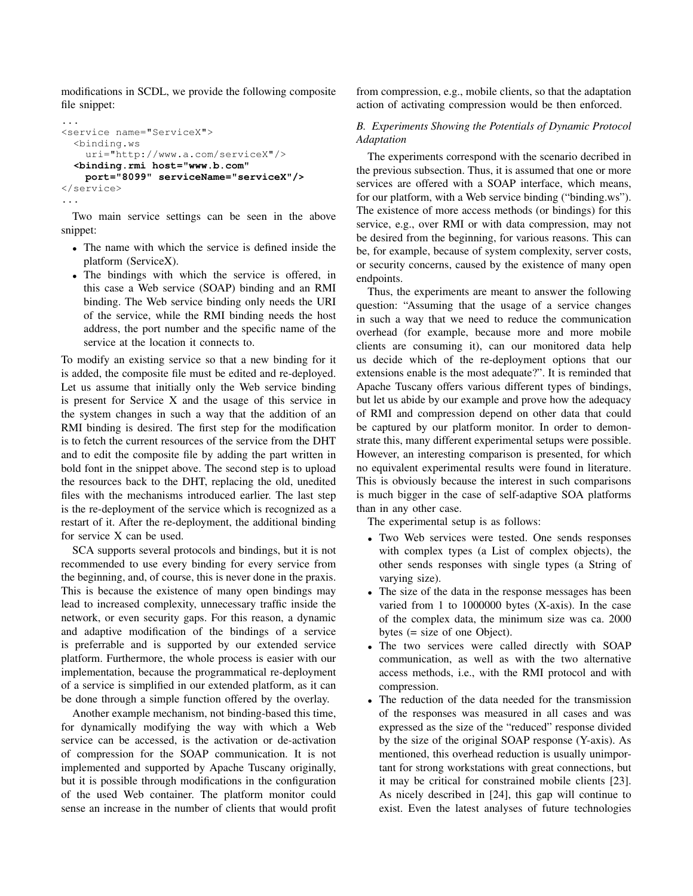modifications in SCDL, we provide the following composite file snippet:

```
...
<service name="ServiceX">
  <binding.ws
    uri="http://www.a.com/serviceX"/>
  <binding.rmi host="www.b.com"
    port="8099" serviceName="serviceX"/>
</service>
...
```

Two main service settings can be seen in the above snippet:

- The name with which the service is defined inside the platform (ServiceX).
- The bindings with which the service is offered, in this case a Web service (SOAP) binding and an RMI binding. The Web service binding only needs the URI of the service, while the RMI binding needs the host address, the port number and the specific name of the service at the location it connects to.

To modify an existing service so that a new binding for it is added, the composite file must be edited and re-deployed. Let us assume that initially only the Web service binding is present for Service X and the usage of this service in the system changes in such a way that the addition of an RMI binding is desired. The first step for the modification is to fetch the current resources of the service from the DHT and to edit the composite file by adding the part written in bold font in the snippet above. The second step is to upload the resources back to the DHT, replacing the old, unedited files with the mechanisms introduced earlier. The last step is the re-deployment of the service which is recognized as a restart of it. After the re-deployment, the additional binding for service X can be used.

SCA supports several protocols and bindings, but it is not recommended to use every binding for every service from the beginning, and, of course, this is never done in the praxis. This is because the existence of many open bindings may lead to increased complexity, unnecessary traffic inside the network, or even security gaps. For this reason, a dynamic and adaptive modification of the bindings of a service is preferrable and is supported by our extended service platform. Furthermore, the whole process is easier with our implementation, because the programmatical re-deployment of a service is simplified in our extended platform, as it can be done through a simple function offered by the overlay.

Another example mechanism, not binding-based this time, for dynamically modifying the way with which a Web service can be accessed, is the activation or de-activation of compression for the SOAP communication. It is not implemented and supported by Apache Tuscany originally, but it is possible through modifications in the configuration of the used Web container. The platform monitor could sense an increase in the number of clients that would profit from compression, e.g., mobile clients, so that the adaptation action of activating compression would be then enforced.

### B. Experiments Showing the Potentials of Dynamic Protocol Adaptation

The experiments correspond with the scenario decribed in the previous subsection. Thus, it is assumed that one or more services are offered with a SOAP interface, which means, for our platform, with a Web service binding ("binding.ws"). The existence of more access methods (or bindings) for this service, e.g., over RMI or with data compression, may not be desired from the beginning, for various reasons. This can be, for example, because of system complexity, server costs, or security concerns, caused by the existence of many open endpoints.

Thus, the experiments are meant to answer the following question: "Assuming that the usage of a service changes in such a way that we need to reduce the communication overhead (for example, because more and more mobile clients are consuming it), can our monitored data help us decide which of the re-deployment options that our extensions enable is the most adequate?". It is reminded that Apache Tuscany offers various different types of bindings, but let us abide by our example and prove how the adequacy of RMI and compression depend on other data that could be captured by our platform monitor. In order to demonstrate this, many different experimental setups were possible. However, an interesting comparison is presented, for which no equivalent experimental results were found in literature. This is obviously because the interest in such comparisons is much bigger in the case of self-adaptive SOA platforms than in any other case.

The experimental setup is as follows:

- Two Web services were tested. One sends responses with complex types (a List of complex objects), the other sends responses with single types (a String of varying size).
- The size of the data in the response messages has been varied from 1 to 1000000 bytes (X-axis). In the case of the complex data, the minimum size was ca. 2000 bytes (= size of one Object).
- The two services were called directly with SOAP communication, as well as with the two alternative access methods, i.e., with the RMI protocol and with compression.
- The reduction of the data needed for the transmission of the responses was measured in all cases and was expressed as the size of the "reduced" response divided by the size of the original SOAP response (Y-axis). As mentioned, this overhead reduction is usually unimportant for strong workstations with great connections, but it may be critical for constrained mobile clients [23]. As nicely described in [24], this gap will continue to exist. Even the latest analyses of future technologies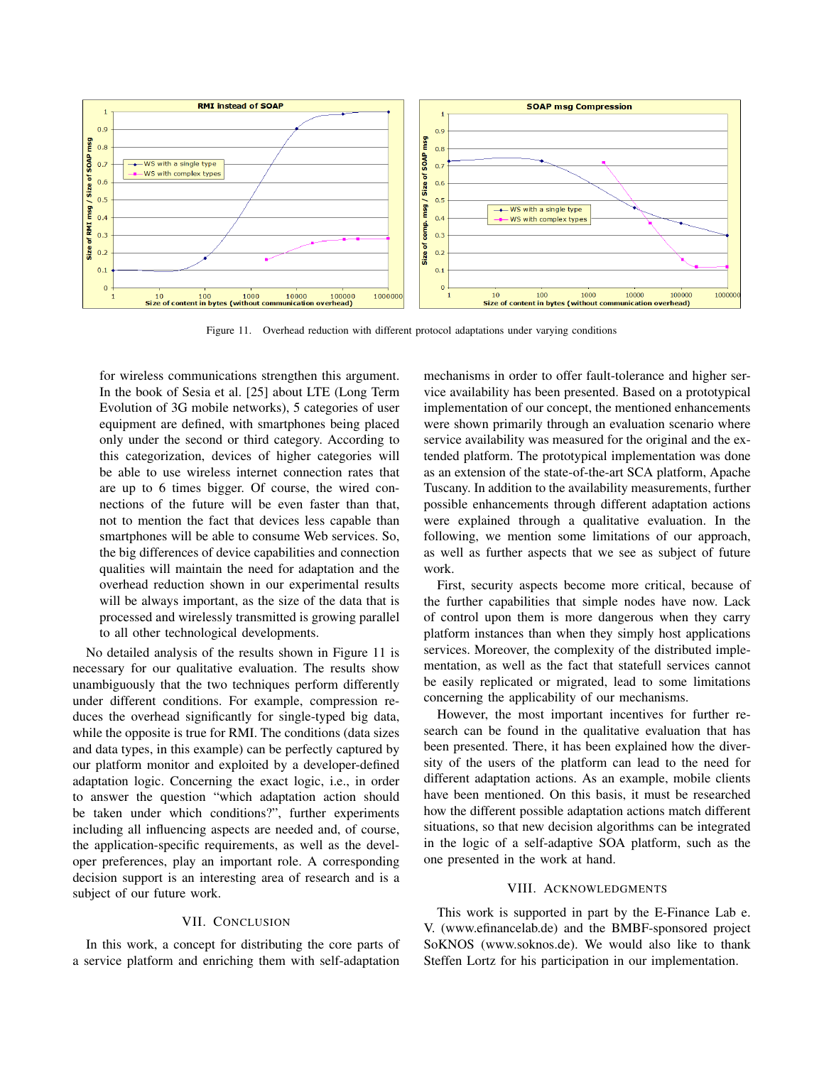Figure 11. Overhead reduction with different protocol adaptations under varying conditions

for wireless communications strengthen this argument. In the book of Sesia et al. [25] about LTE (Long Term Evolution of 3G mobile networks), 5 categories of user equipment are defined, with smartphones being placed only under the second or third category. According to this categorization, devices of higher categories will be able to use wireless internet connection rates that are up to 6 times bigger. Of course, the wired connections of the future will be even faster than that, not to mention the fact that devices less capable than smartphones will be able to consume Web services. So, the big differences of device capabilities and connection qualities will maintain the need for adaptation and the overhead reduction shown in our experimental results will be always important, as the size of the data that is processed and wirelessly transmitted is growing parallel to all other technological developments.

No detailed analysis of the results shown in Figure 11 is necessary for our qualitative evaluation. The results show unambiguously that the two techniques perform differently under different conditions. For example, compression reduces the overhead significantly for single-typed big data, while the opposite is true for RMI. The conditions (data sizes and data types, in this example) can be perfectly captured by our platform monitor and exploited by a developer-defined adaptation logic. Concerning the exact logic, i.e., in order to answer the question "which adaptation action should be taken under which conditions?", further experiments including all influencing aspects are needed and, of course, the application-specific requirements, as well as the developer preferences, play an important role. A corresponding decision support is an interesting area of research and is a subject of our future work.

## VII. Conclusion

In this work, a concept for distributing the core parts of a service platform and enriching them with self-adaptation mechanisms in order to offer fault-tolerance and higher service availability has been presented. Based on a prototypical implementation of our concept, the mentioned enhancements were shown primarily through an evaluation scenario where service availability was measured for the original and the extended platform. The prototypical implementation was done as an extension of the state-of-the-art SCA platform, Apache Tuscany. In addition to the availability measurements, further possible enhancements through different adaptation actions were explained through a qualitative evaluation. In the following, we mention some limitations of our approach, as well as further aspects that we see as subject of future work.

First, security aspects become more critical, because of the further capabilities that simple nodes have now. Lack of control upon them is more dangerous when they carry platform instances than when they simply host applications services. Moreover, the complexity of the distributed implementation, as well as the fact that statefull services cannot be easily replicated or migrated, lead to some limitations concerning the applicability of our mechanisms.

However, the most important incentives for further research can be found in the qualitative evaluation that has been presented. There, it has been explained how the diversity of the users of the platform can lead to the need for different adaptation actions. As an example, mobile clients have been mentioned. On this basis, it must be researched how the different possible adaptation actions match different situations, so that new decision algorithms can be integrated in the logic of a self-adaptive SOA platform, such as the one presented in the work at hand.

## VIII. Acknowledgments

This work is supported in part by the E-Finance Lab e. V. (www.efinancelab.de) and the BMBF-sponsored project SoKNOS (www.soknos.de). We would also like to thank Steffen Lortz for his participation in our implementation.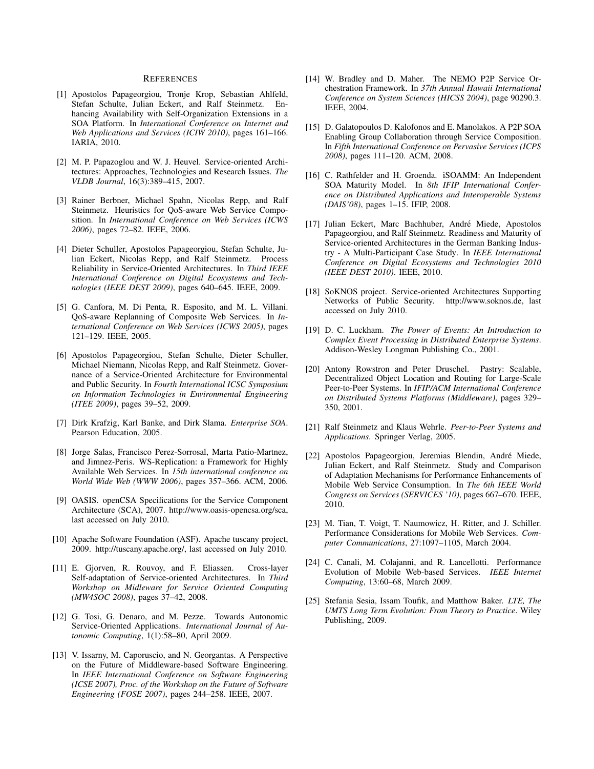## REFERENCES

[1] Apostolos Papageorgiou, Tronje Krop, Sebastian Ahlfeld, Stefan Schulte, Julian Eckert, and Ralf Steinmetz. Enhancing Availability with Self-Organization Extensions in a SOA Platform. In *International Conference on Internet and Web Applications and Services (ICIW 2010)*, pages 161–166. IARIA, 2010.

[2] M. P. Papazoglou and W. J. Heuvel. Service-oriented Architectures: Approaches, Technologies and Research Issues. *The VLDB Journal*, 16(3):389–415, 2007.

[3] Rainer Berbner, Michael Spahn, Nicolas Repp, and Ralf Steinmetz. Heuristics for QoS-aware Web Service Composition. In *International Conference on Web Services (ICWS 2006)*, pages 72–82. IEEE, 2006.

[4] Dieter Schuller, Apostolos Papageorgiou, Stefan Schulte, Julian Eckert, Nicolas Repp, and Ralf Steinmetz. Process Reliability in Service-Oriented Architectures. In *Third IEEE International Conference on Digital Ecosystems and Technologies (IEEE DEST 2009)*, pages 640–645. IEEE, 2009.

[5] G. Canfora, M. Di Penta, R. Esposito, and M. L. Villani. QoS-aware Replanning of Composite Web Services. In *International Conference on Web Services (ICWS 2005)*, pages 121–129. IEEE, 2005.

[6] Apostolos Papageorgiou, Stefan Schulte, Dieter Schuller, Michael Niemann, Nicolas Repp, and Ralf Steinmetz. Governance of a Service-Oriented Architecture for Environmental and Public Security. In *Fourth International ICSC Symposium on Information Technologies in Environmental Engineering (ITEE 2009)*, pages 39–52, 2009.

[7] Dirk Krafzig, Karl Banke, and Dirk Slama. *Enterprise SOA*. Pearson Education, 2005.

[8] Jorge Salas, Francisco Perez-Sorrosal, Marta Patio-Martnez, and Jimnez-Peris. WS-Replication: a Framework for Highly Available Web Services. In *15th international conference on World Wide Web (WWW 2006)*, pages 357–366. ACM, 2006.

[9] OASIS. openCSA Specifications for the Service Component Architecture (SCA), 2007. http://www.oasis-opencsa.org/sca, last accessed on July 2010.

[10] Apache Software Foundation (ASF). Apache tuscany project, 2009. http://tuscany.apache.org/, last accessed on July 2010.

[11] E. Gjorven, R. Rouvoy, and F. Eliassen. Cross-layer Self-adaptation of Service-oriented Architectures. In *Third Workshop on Midleware for Service Oriented Computing (MW4SOC 2008)*, pages 37–42, 2008.

[12] G. Tosi, G. Denaro, and M. Pezze. Towards Autonomic Service-Oriented Applications. *International Journal of Autonomic Computing*, 1(1):58–80, April 2009.

[13] V. Issarny, M. Caporuscio, and N. Georgantas. A Perspective on the Future of Middleware-based Software Engineering. In *IEEE International Conference on Software Engineering (ICSE 2007), Proc. of the Workshop on the Future of Software Engineering (FOSE 2007)*, pages 244–258. IEEE, 2007.

[14] W. Bradley and D. Maher. The NEMO P2P Service Orchestration Framework. In *37th Annual Hawaii International Conference on System Sciences (HICSS 2004)*, page 90290.3. IEEE, 2004.

[15] D. Galatopoulos D. Kalofonos and E. Manolakos. A P2P SOA Enabling Group Collaboration through Service Composition. In *Fifth International Conference on Pervasive Services (ICPS 2008)*, pages 111–120. ACM, 2008.

[16] C. Rathfelder and H. Groenda. iSOAMM: An Independent SOA Maturity Model. In *8th IFIP International Conference on Distributed Applications and Interoperable Systems (DAIS'08)*, pages 1–15. IFIP, 2008.

[17] Julian Eckert, Marc Bachhuber, André Miede, Apostolos Papageorgiou, and Ralf Steinmetz. Readiness and Maturity of Service-oriented Architectures in the German Banking Industry - A Multi-Participant Case Study. In *IEEE International Conference on Digital Ecosystems and Technologies 2010 (IEEE DEST 2010)*. IEEE, 2010.

[18] SoKNOS project. Service-oriented Architectures Supporting Networks of Public Security. http://www.soknos.de, last accessed on July 2010.

[19] D. C. Luckham. *The Power of Events: An Introduction to Complex Event Processing in Distributed Enterprise Systems*. Addison-Wesley Longman Publishing Co., 2001.

[20] Antony Rowstron and Peter Druschel. Pastry: Scalable, Decentralized Object Location and Routing for Large-Scale Peer-to-Peer Systems. In *IFIP/ACM International Conference on Distributed Systems Platforms (Middleware)*, pages 329–350, 2001.

[21] Ralf Steinmetz and Klaus Wehrle. *Peer-to-Peer Systems and Applications*. Springer Verlag, 2005.

[22] Apostolos Papageorgiou, Jeremias Blendin, André Miede, Julian Eckert, and Ralf Steinmetz. Study and Comparison of Adaptation Mechanisms for Performance Enhancements of Mobile Web Service Consumption. In *The 6th IEEE World Congress on Services (SERVICES '10)*, pages 667–670. IEEE, 2010.

[23] M. Tian, T. Voigt, T. Naumowicz, H. Ritter, and J. Schiller. Performance Considerations for Mobile Web Services. *Computer Communications*, 27:1097–1105, March 2004.

[24] C. Canali, M. Colajanni, and R. Lancellotti. Performance Evolution of Mobile Web-based Services. *IEEE Internet Computing*, 13:60–68, March 2009.

[25] Stefania Sesia, Issam Toufik, and Matthow Baker. *LTE, The UMTS Long Term Evolution: From Theory to Practice*. Wiley Publishing, 2009.